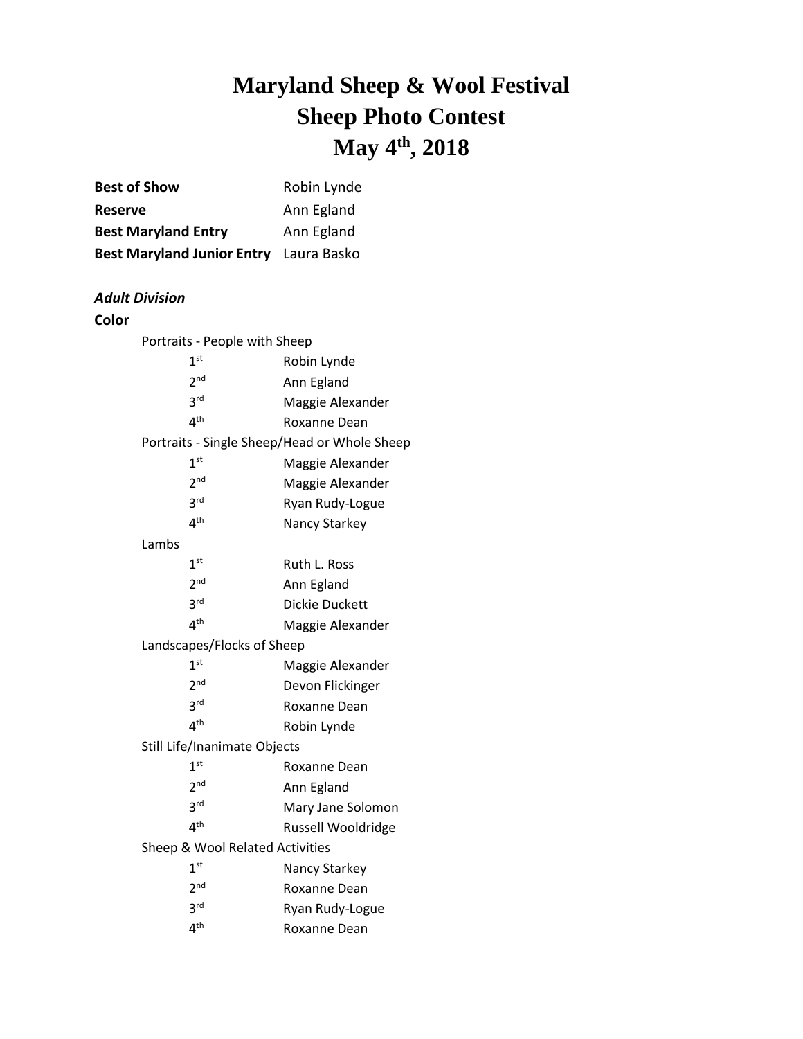# Maryland Sheep & Wool Festival
# Sheep Photo Contest
# May 4th, 2018

| | |
|---|---|
| **Best of Show** | Robin Lynde |
| **Reserve** | Ann Egland |
| **Best Maryland Entry** | Ann Egland |
| **Best Maryland Junior Entry** | Laura Basko |

***Adult Division***

**Color**

Portraits - People with Sheep

| | |
|---|---|
| 1st | Robin Lynde |
| 2nd | Ann Egland |
| 3rd | Maggie Alexander |
| 4th | Roxanne Dean |

Portraits - Single Sheep/Head or Whole Sheep

| | |
|---|---|
| 1st | Maggie Alexander |
| 2nd | Maggie Alexander |
| 3rd | Ryan Rudy-Logue |
| 4th | Nancy Starkey |

Lambs

| | |
|---|---|
| 1st | Ruth L. Ross |
| 2nd | Ann Egland |
| 3rd | Dickie Duckett |
| 4th | Maggie Alexander |

Landscapes/Flocks of Sheep

| | |
|---|---|
| 1st | Maggie Alexander |
| 2nd | Devon Flickinger |
| 3rd | Roxanne Dean |
| 4th | Robin Lynde |

Still Life/Inanimate Objects

| | |
|---|---|
| 1st | Roxanne Dean |
| 2nd | Ann Egland |
| 3rd | Mary Jane Solomon |
| 4th | Russell Wooldridge |

Sheep & Wool Related Activities

| | |
|---|---|
| 1st | Nancy Starkey |
| 2nd | Roxanne Dean |
| 3rd | Ryan Rudy-Logue |
| 4th | Roxanne Dean |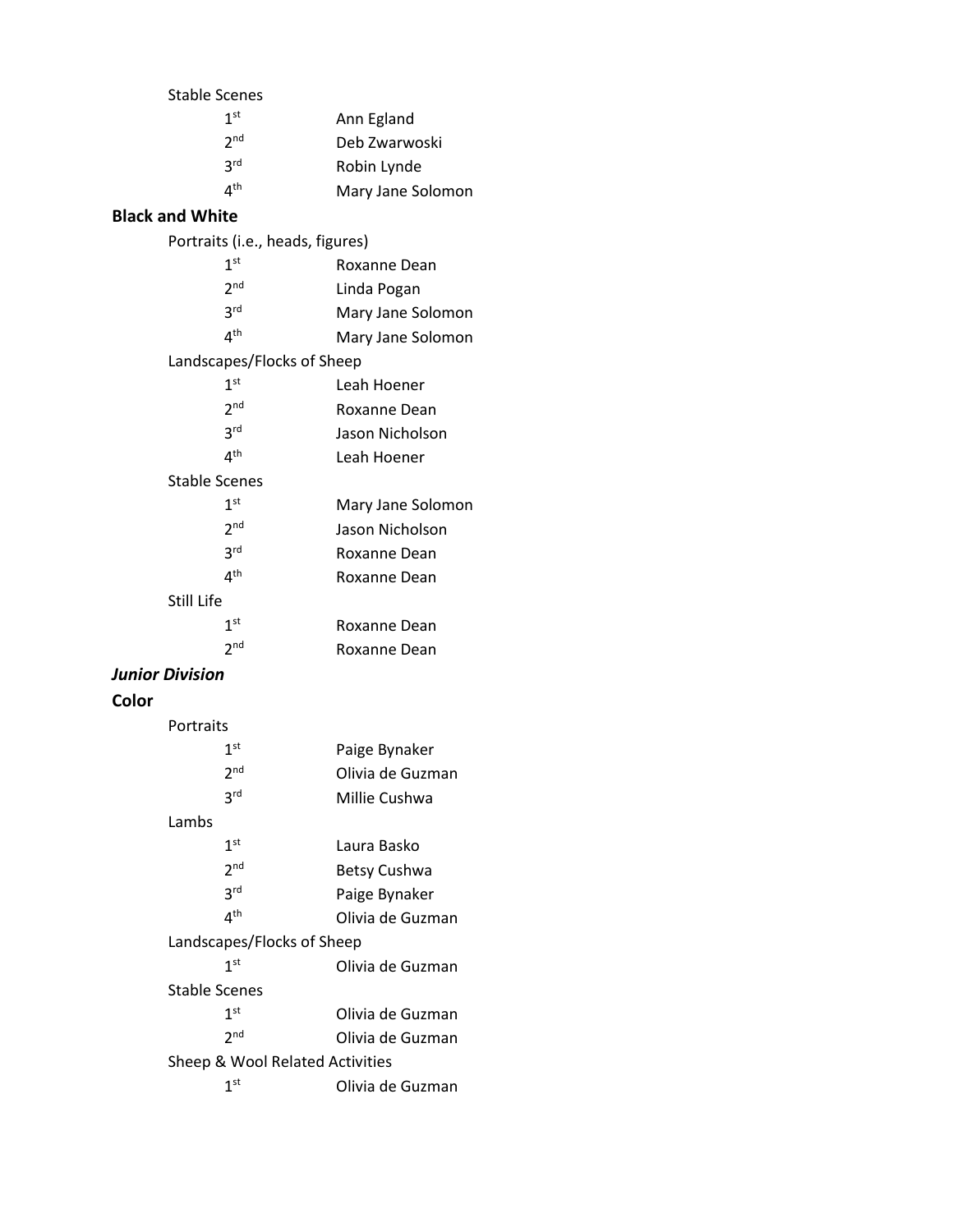Stable Scenes

| | |
|---|---|
| 1st | Ann Egland |
| 2nd | Deb Zwarwoski |
| 3rd | Robin Lynde |
| 4th | Mary Jane Solomon |

**Black and White**

Portraits (i.e., heads, figures)

| | |
|---|---|
| 1st | Roxanne Dean |
| 2nd | Linda Pogan |
| 3rd | Mary Jane Solomon |
| 4th | Mary Jane Solomon |

Landscapes/Flocks of Sheep

| | |
|---|---|
| 1st | Leah Hoener |
| 2nd | Roxanne Dean |
| 3rd | Jason Nicholson |
| 4th | Leah Hoener |

Stable Scenes

| | |
|---|---|
| 1st | Mary Jane Solomon |
| 2nd | Jason Nicholson |
| 3rd | Roxanne Dean |
| 4th | Roxanne Dean |

Still Life

| | |
|---|---|
| 1st | Roxanne Dean |
| 2nd | Roxanne Dean |

***Junior Division***

**Color**

Portraits

| | |
|---|---|
| 1st | Paige Bynaker |
| 2nd | Olivia de Guzman |
| 3rd | Millie Cushwa |

Lambs

| | |
|---|---|
| 1st | Laura Basko |
| 2nd | Betsy Cushwa |
| 3rd | Paige Bynaker |
| 4th | Olivia de Guzman |

Landscapes/Flocks of Sheep

| | |
|---|---|
| 1st | Olivia de Guzman |

Stable Scenes

| | |
|---|---|
| 1st | Olivia de Guzman |
| 2nd | Olivia de Guzman |

Sheep & Wool Related Activities

| | |
|---|---|
| 1st | Olivia de Guzman |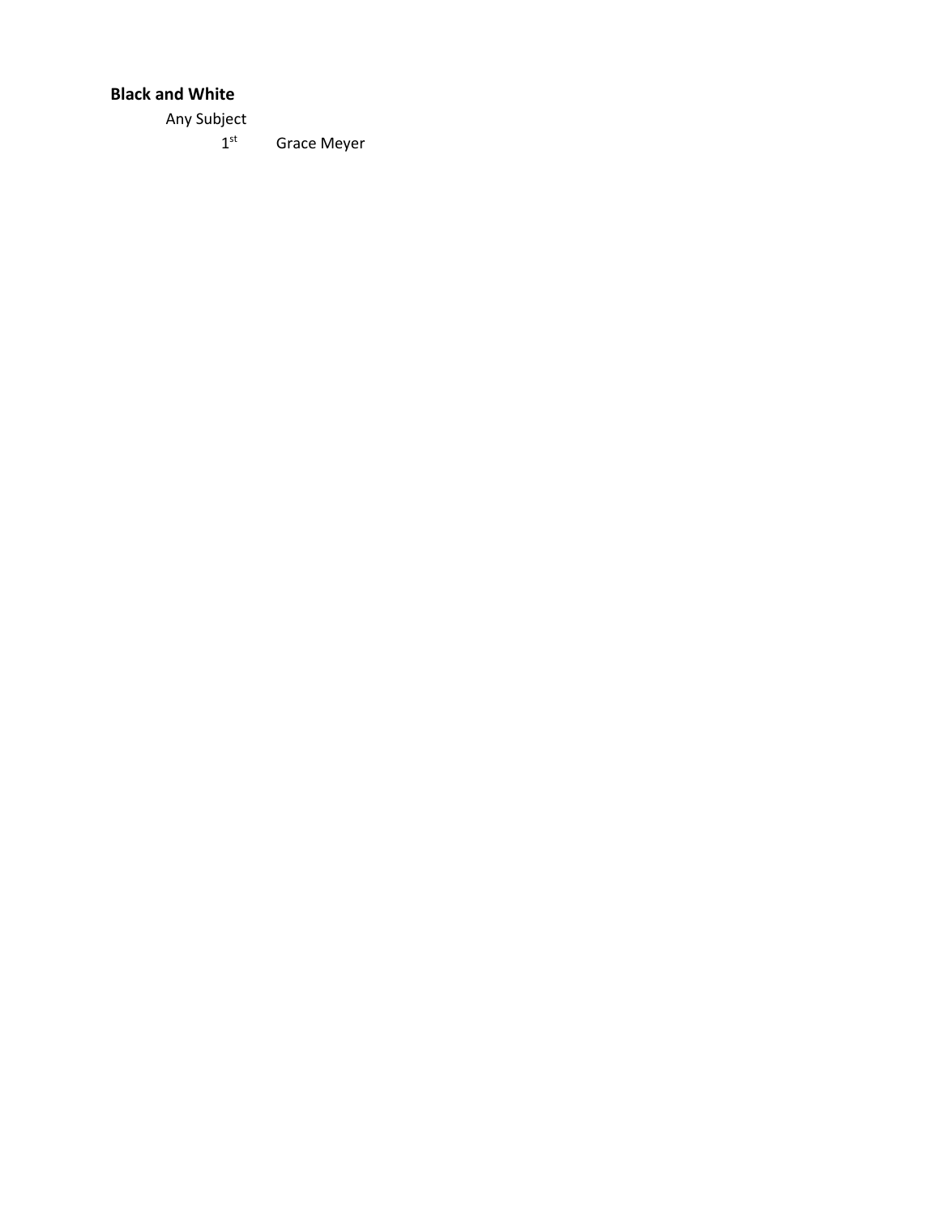**Black and White**

Any Subject

1st Grace Meyer